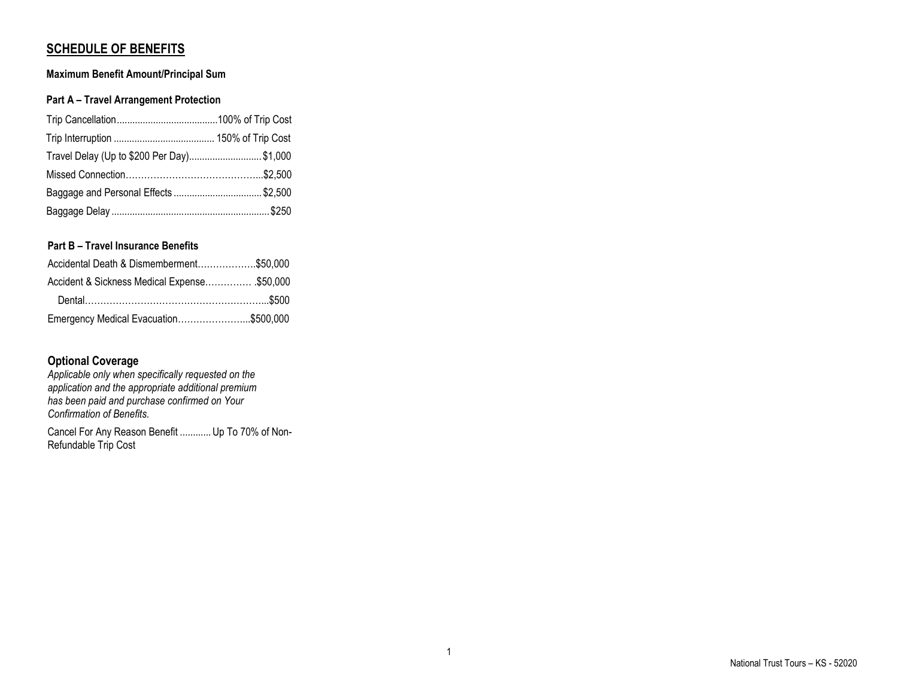## SCHEDULE OF BENEFITS

**Maximum Benefit Amount/Principal Sum**

### Part A – Travel Arrangement Protection

| Benefit | Maximum |
|---|---|
| Trip Cancellation | 100% of Trip Cost |
| Trip Interruption | 150% of Trip Cost |
| Travel Delay (Up to $200 Per Day) | $1,000 |
| Missed Connection | $2,500 |
| Baggage and Personal Effects | $2,500 |
| Baggage Delay | $250 |

### Part B – Travel Insurance Benefits

| Benefit | Maximum |
|---|---|
| Accidental Death & Dismemberment | $50,000 |
| Accident & Sickness Medical Expense | $50,000 |
| Dental | $500 |
| Emergency Medical Evacuation | $500,000 |

### Optional Coverage

*Applicable only when specifically requested on the application and the appropriate additional premium has been paid and purchase confirmed on Your Confirmation of Benefits.*

Cancel For Any Reason Benefit ............ Up To 70% of Non-Refundable Trip Cost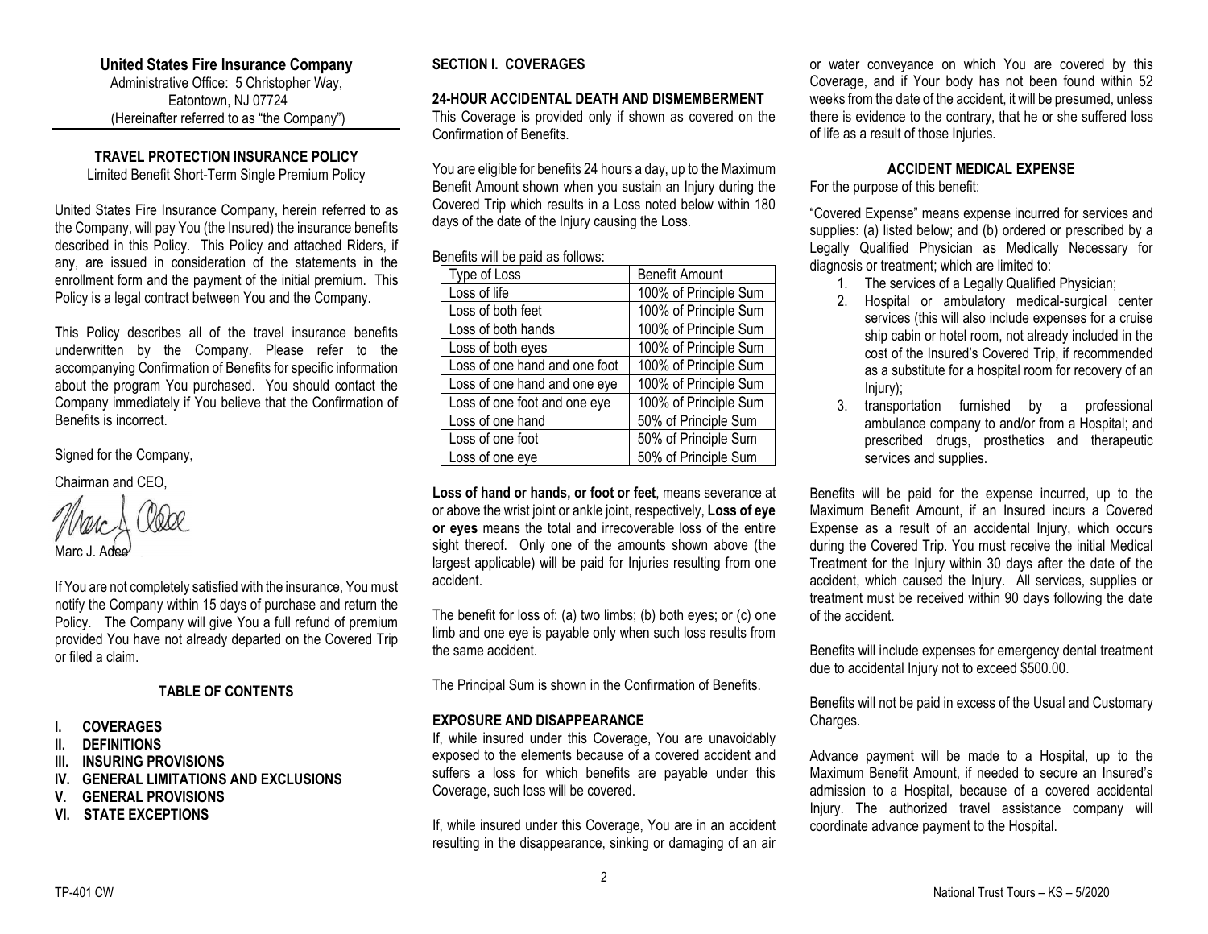**United States Fire Insurance Company**
Administrative Office: 5 Christopher Way,
Eatontown, NJ 07724
(Hereinafter referred to as "the Company")

**TRAVEL PROTECTION INSURANCE POLICY**
Limited Benefit Short-Term Single Premium Policy

United States Fire Insurance Company, herein referred to as the Company, will pay You (the Insured) the insurance benefits described in this Policy. This Policy and attached Riders, if any, are issued in consideration of the statements in the enrollment form and the payment of the initial premium. This Policy is a legal contract between You and the Company.

This Policy describes all of the travel insurance benefits underwritten by the Company. Please refer to the accompanying Confirmation of Benefits for specific information about the program You purchased. You should contact the Company immediately if You believe that the Confirmation of Benefits is incorrect.

Signed for the Company,

Chairman and CEO,

Marc J. Adee

If You are not completely satisfied with the insurance, You must notify the Company within 15 days of purchase and return the Policy. The Company will give You a full refund of premium provided You have not already departed on the Covered Trip or filed a claim.

**TABLE OF CONTENTS**

- **I. COVERAGES**
- **II. DEFINITIONS**
- **III. INSURING PROVISIONS**
- **IV. GENERAL LIMITATIONS AND EXCLUSIONS**
- **V. GENERAL PROVISIONS**
- **VI. STATE EXCEPTIONS**

## SECTION I. COVERAGES

### 24-HOUR ACCIDENTAL DEATH AND DISMEMBERMENT

This Coverage is provided only if shown as covered on the Confirmation of Benefits.

You are eligible for benefits 24 hours a day, up to the Maximum Benefit Amount shown when you sustain an Injury during the Covered Trip which results in a Loss noted below within 180 days of the date of the Injury causing the Loss.

Benefits will be paid as follows:

| Type of Loss | Benefit Amount |
|---|---|
| Loss of life | 100% of Principle Sum |
| Loss of both feet | 100% of Principle Sum |
| Loss of both hands | 100% of Principle Sum |
| Loss of both eyes | 100% of Principle Sum |
| Loss of one hand and one foot | 100% of Principle Sum |
| Loss of one hand and one eye | 100% of Principle Sum |
| Loss of one foot and one eye | 100% of Principle Sum |
| Loss of one hand | 50% of Principle Sum |
| Loss of one foot | 50% of Principle Sum |
| Loss of one eye | 50% of Principle Sum |

**Loss of hand or hands, or foot or feet**, means severance at or above the wrist joint or ankle joint, respectively, **Loss of eye or eyes** means the total and irrecoverable loss of the entire sight thereof. Only one of the amounts shown above (the largest applicable) will be paid for Injuries resulting from one accident.

The benefit for loss of: (a) two limbs; (b) both eyes; or (c) one limb and one eye is payable only when such loss results from the same accident.

The Principal Sum is shown in the Confirmation of Benefits.

### EXPOSURE AND DISAPPEARANCE

If, while insured under this Coverage, You are unavoidably exposed to the elements because of a covered accident and suffers a loss for which benefits are payable under this Coverage, such loss will be covered.

If, while insured under this Coverage, You are in an accident resulting in the disappearance, sinking or damaging of an air or water conveyance on which You are covered by this Coverage, and if Your body has not been found within 52 weeks from the date of the accident, it will be presumed, unless there is evidence to the contrary, that he or she suffered loss of life as a result of those Injuries.

### ACCIDENT MEDICAL EXPENSE

For the purpose of this benefit:

"Covered Expense" means expense incurred for services and supplies: (a) listed below; and (b) ordered or prescribed by a Legally Qualified Physician as Medically Necessary for diagnosis or treatment; which are limited to:

1. The services of a Legally Qualified Physician;
2. Hospital or ambulatory medical-surgical center services (this will also include expenses for a cruise ship cabin or hotel room, not already included in the cost of the Insured's Covered Trip, if recommended as a substitute for a hospital room for recovery of an Injury);
3. transportation furnished by a professional ambulance company to and/or from a Hospital; and prescribed drugs, prosthetics and therapeutic services and supplies.

Benefits will be paid for the expense incurred, up to the Maximum Benefit Amount, if an Insured incurs a Covered Expense as a result of an accidental Injury, which occurs during the Covered Trip. You must receive the initial Medical Treatment for the Injury within 30 days after the date of the accident, which caused the Injury. All services, supplies or treatment must be received within 90 days following the date of the accident.

Benefits will include expenses for emergency dental treatment due to accidental Injury not to exceed $500.00.

Benefits will not be paid in excess of the Usual and Customary Charges.

Advance payment will be made to a Hospital, up to the Maximum Benefit Amount, if needed to secure an Insured's admission to a Hospital, because of a covered accidental Injury. The authorized travel assistance company will coordinate advance payment to the Hospital.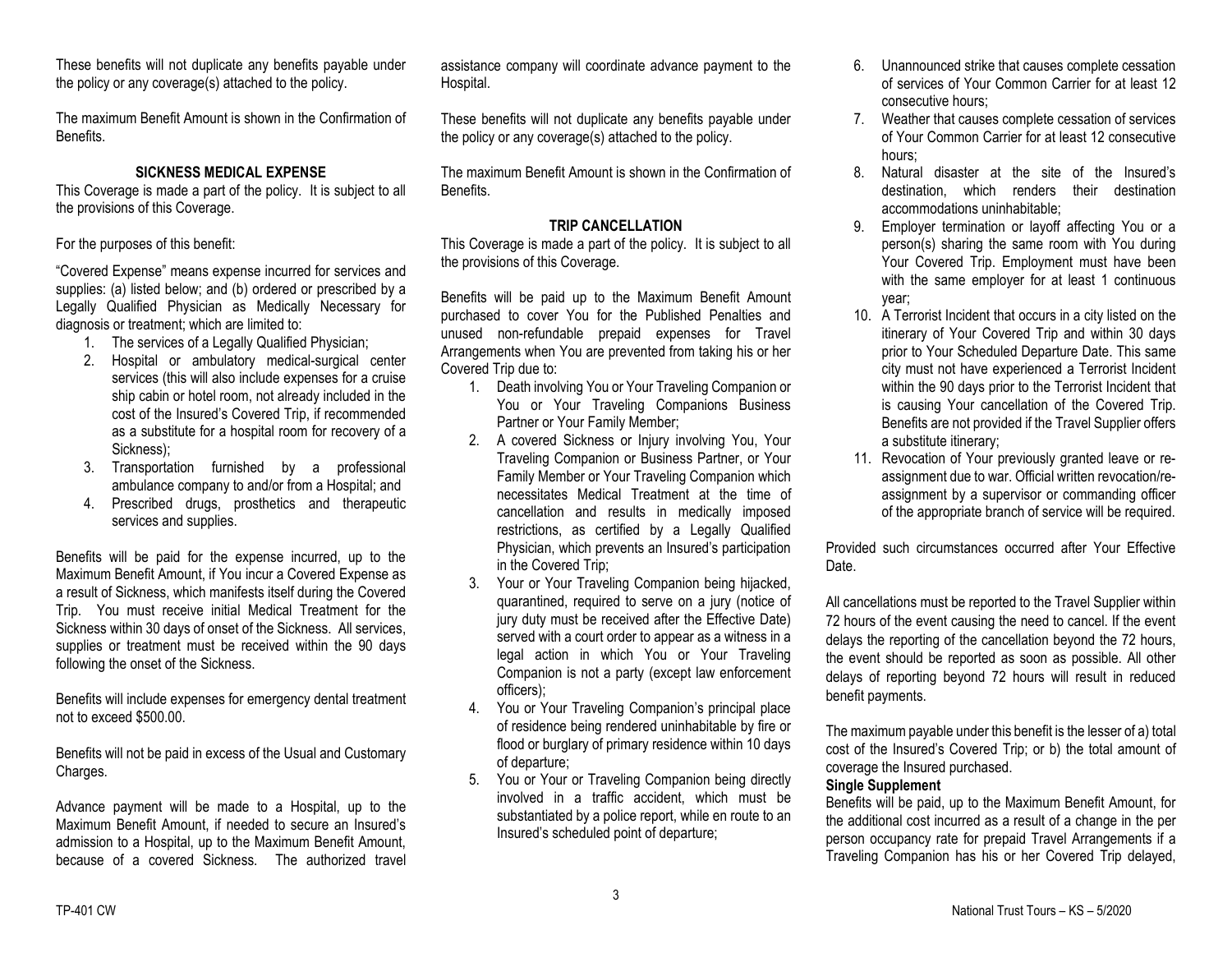These benefits will not duplicate any benefits payable under the policy or any coverage(s) attached to the policy.

The maximum Benefit Amount is shown in the Confirmation of Benefits.

### SICKNESS MEDICAL EXPENSE

This Coverage is made a part of the policy. It is subject to all the provisions of this Coverage.

For the purposes of this benefit:

"Covered Expense" means expense incurred for services and supplies: (a) listed below; and (b) ordered or prescribed by a Legally Qualified Physician as Medically Necessary for diagnosis or treatment; which are limited to:

1. The services of a Legally Qualified Physician;
2. Hospital or ambulatory medical-surgical center services (this will also include expenses for a cruise ship cabin or hotel room, not already included in the cost of the Insured's Covered Trip, if recommended as a substitute for a hospital room for recovery of a Sickness);
3. Transportation furnished by a professional ambulance company to and/or from a Hospital; and
4. Prescribed drugs, prosthetics and therapeutic services and supplies.

Benefits will be paid for the expense incurred, up to the Maximum Benefit Amount, if You incur a Covered Expense as a result of Sickness, which manifests itself during the Covered Trip. You must receive initial Medical Treatment for the Sickness within 30 days of onset of the Sickness. All services, supplies or treatment must be received within the 90 days following the onset of the Sickness.

Benefits will include expenses for emergency dental treatment not to exceed $500.00.

Benefits will not be paid in excess of the Usual and Customary Charges.

Advance payment will be made to a Hospital, up to the Maximum Benefit Amount, if needed to secure an Insured's admission to a Hospital, up to the Maximum Benefit Amount, because of a covered Sickness. The authorized travel assistance company will coordinate advance payment to the Hospital.

These benefits will not duplicate any benefits payable under the policy or any coverage(s) attached to the policy.

The maximum Benefit Amount is shown in the Confirmation of Benefits.

### TRIP CANCELLATION

This Coverage is made a part of the policy. It is subject to all the provisions of this Coverage.

Benefits will be paid up to the Maximum Benefit Amount purchased to cover You for the Published Penalties and unused non-refundable prepaid expenses for Travel Arrangements when You are prevented from taking his or her Covered Trip due to:

1. Death involving You or Your Traveling Companion or You or Your Traveling Companions Business Partner or Your Family Member;
2. A covered Sickness or Injury involving You, Your Traveling Companion or Business Partner, or Your Family Member or Your Traveling Companion which necessitates Medical Treatment at the time of cancellation and results in medically imposed restrictions, as certified by a Legally Qualified Physician, which prevents an Insured's participation in the Covered Trip;
3. Your or Your Traveling Companion being hijacked, quarantined, required to serve on a jury (notice of jury duty must be received after the Effective Date) served with a court order to appear as a witness in a legal action in which You or Your Traveling Companion is not a party (except law enforcement officers);
4. You or Your Traveling Companion's principal place of residence being rendered uninhabitable by fire or flood or burglary of primary residence within 10 days of departure;
5. You or Your or Traveling Companion being directly involved in a traffic accident, which must be substantiated by a police report, while en route to an Insured's scheduled point of departure;
6. Unannounced strike that causes complete cessation of services of Your Common Carrier for at least 12 consecutive hours;
7. Weather that causes complete cessation of services of Your Common Carrier for at least 12 consecutive hours;
8. Natural disaster at the site of the Insured's destination, which renders their destination accommodations uninhabitable;
9. Employer termination or layoff affecting You or a person(s) sharing the same room with You during Your Covered Trip. Employment must have been with the same employer for at least 1 continuous year;
10. A Terrorist Incident that occurs in a city listed on the itinerary of Your Covered Trip and within 30 days prior to Your Scheduled Departure Date. This same city must not have experienced a Terrorist Incident within the 90 days prior to the Terrorist Incident that is causing Your cancellation of the Covered Trip. Benefits are not provided if the Travel Supplier offers a substitute itinerary;
11. Revocation of Your previously granted leave or re-assignment due to war. Official written revocation/re-assignment by a supervisor or commanding officer of the appropriate branch of service will be required.

Provided such circumstances occurred after Your Effective Date.

All cancellations must be reported to the Travel Supplier within 72 hours of the event causing the need to cancel. If the event delays the reporting of the cancellation beyond the 72 hours, the event should be reported as soon as possible. All other delays of reporting beyond 72 hours will result in reduced benefit payments.

The maximum payable under this benefit is the lesser of a) total cost of the Insured's Covered Trip; or b) the total amount of coverage the Insured purchased.

**Single Supplement**

Benefits will be paid, up to the Maximum Benefit Amount, for the additional cost incurred as a result of a change in the per person occupancy rate for prepaid Travel Arrangements if a Traveling Companion has his or her Covered Trip delayed,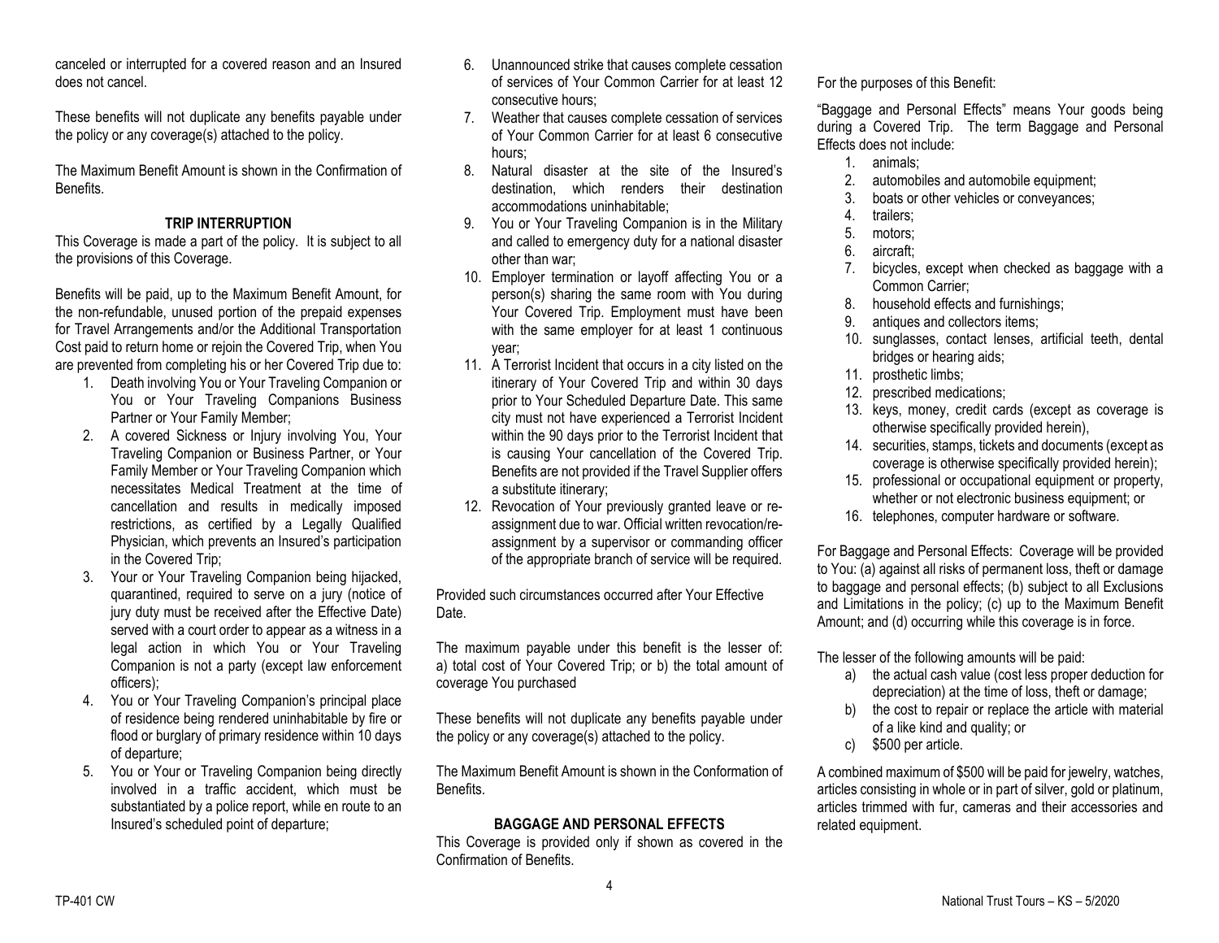canceled or interrupted for a covered reason and an Insured does not cancel.

These benefits will not duplicate any benefits payable under the policy or any coverage(s) attached to the policy.

The Maximum Benefit Amount is shown in the Confirmation of Benefits.

### TRIP INTERRUPTION

This Coverage is made a part of the policy. It is subject to all the provisions of this Coverage.

Benefits will be paid, up to the Maximum Benefit Amount, for the non-refundable, unused portion of the prepaid expenses for Travel Arrangements and/or the Additional Transportation Cost paid to return home or rejoin the Covered Trip, when You are prevented from completing his or her Covered Trip due to:

1. Death involving You or Your Traveling Companion or You or Your Traveling Companions Business Partner or Your Family Member;
2. A covered Sickness or Injury involving You, Your Traveling Companion or Business Partner, or Your Family Member or Your Traveling Companion which necessitates Medical Treatment at the time of cancellation and results in medically imposed restrictions, as certified by a Legally Qualified Physician, which prevents an Insured's participation in the Covered Trip;
3. Your or Your Traveling Companion being hijacked, quarantined, required to serve on a jury (notice of jury duty must be received after the Effective Date) served with a court order to appear as a witness in a legal action in which You or Your Traveling Companion is not a party (except law enforcement officers);
4. You or Your Traveling Companion's principal place of residence being rendered uninhabitable by fire or flood or burglary of primary residence within 10 days of departure;
5. You or Your or Traveling Companion being directly involved in a traffic accident, which must be substantiated by a police report, while en route to an Insured's scheduled point of departure;
6. Unannounced strike that causes complete cessation of services of Your Common Carrier for at least 12 consecutive hours;
7. Weather that causes complete cessation of services of Your Common Carrier for at least 6 consecutive hours;
8. Natural disaster at the site of the Insured's destination, which renders their destination accommodations uninhabitable;
9. You or Your Traveling Companion is in the Military and called to emergency duty for a national disaster other than war;
10. Employer termination or layoff affecting You or a person(s) sharing the same room with You during Your Covered Trip. Employment must have been with the same employer for at least 1 continuous year;
11. A Terrorist Incident that occurs in a city listed on the itinerary of Your Covered Trip and within 30 days prior to Your Scheduled Departure Date. This same city must not have experienced a Terrorist Incident within the 90 days prior to the Terrorist Incident that is causing Your cancellation of the Covered Trip. Benefits are not provided if the Travel Supplier offers a substitute itinerary;
12. Revocation of Your previously granted leave or re-assignment due to war. Official written revocation/re-assignment by a supervisor or commanding officer of the appropriate branch of service will be required.

Provided such circumstances occurred after Your Effective Date.

The maximum payable under this benefit is the lesser of: a) total cost of Your Covered Trip; or b) the total amount of coverage You purchased

These benefits will not duplicate any benefits payable under the policy or any coverage(s) attached to the policy.

The Maximum Benefit Amount is shown in the Conformation of Benefits.

### BAGGAGE AND PERSONAL EFFECTS

This Coverage is provided only if shown as covered in the Confirmation of Benefits.

For the purposes of this Benefit:

"Baggage and Personal Effects" means Your goods being during a Covered Trip. The term Baggage and Personal Effects does not include:

1. animals;
2. automobiles and automobile equipment;
3. boats or other vehicles or conveyances;
4. trailers;
5. motors;
6. aircraft;
7. bicycles, except when checked as baggage with a Common Carrier;
8. household effects and furnishings;
9. antiques and collectors items;
10. sunglasses, contact lenses, artificial teeth, dental bridges or hearing aids;
11. prosthetic limbs;
12. prescribed medications;
13. keys, money, credit cards (except as coverage is otherwise specifically provided herein),
14. securities, stamps, tickets and documents (except as coverage is otherwise specifically provided herein);
15. professional or occupational equipment or property, whether or not electronic business equipment; or
16. telephones, computer hardware or software.

For Baggage and Personal Effects: Coverage will be provided to You: (a) against all risks of permanent loss, theft or damage to baggage and personal effects; (b) subject to all Exclusions and Limitations in the policy; (c) up to the Maximum Benefit Amount; and (d) occurring while this coverage is in force.

The lesser of the following amounts will be paid:

a) the actual cash value (cost less proper deduction for depreciation) at the time of loss, theft or damage;
b) the cost to repair or replace the article with material of a like kind and quality; or
c) $500 per article.

A combined maximum of $500 will be paid for jewelry, watches, articles consisting in whole or in part of silver, gold or platinum, articles trimmed with fur, cameras and their accessories and related equipment.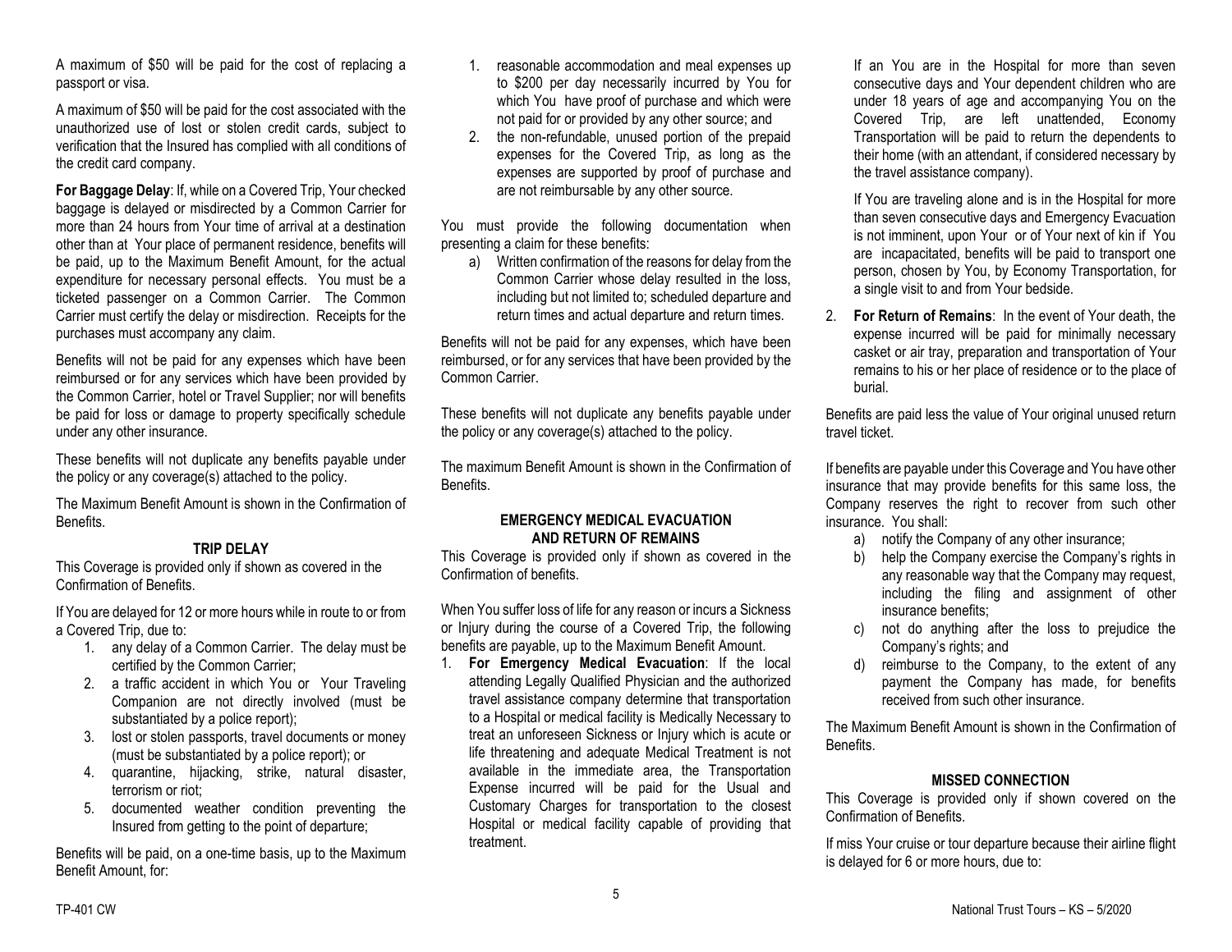A maximum of $50 will be paid for the cost of replacing a passport or visa.

A maximum of $50 will be paid for the cost associated with the unauthorized use of lost or stolen credit cards, subject to verification that the Insured has complied with all conditions of the credit card company.

**For Baggage Delay**: If, while on a Covered Trip, Your checked baggage is delayed or misdirected by a Common Carrier for more than 24 hours from Your time of arrival at a destination other than at Your place of permanent residence, benefits will be paid, up to the Maximum Benefit Amount, for the actual expenditure for necessary personal effects. You must be a ticketed passenger on a Common Carrier. The Common Carrier must certify the delay or misdirection. Receipts for the purchases must accompany any claim.

Benefits will not be paid for any expenses which have been reimbursed or for any services which have been provided by the Common Carrier, hotel or Travel Supplier; nor will benefits be paid for loss or damage to property specifically schedule under any other insurance.

These benefits will not duplicate any benefits payable under the policy or any coverage(s) attached to the policy.

The Maximum Benefit Amount is shown in the Confirmation of Benefits.

## TRIP DELAY

This Coverage is provided only if shown as covered in the Confirmation of Benefits.

If You are delayed for 12 or more hours while in route to or from a Covered Trip, due to:

1. any delay of a Common Carrier. The delay must be certified by the Common Carrier;
2. a traffic accident in which You or Your Traveling Companion are not directly involved (must be substantiated by a police report);
3. lost or stolen passports, travel documents or money (must be substantiated by a police report); or
4. quarantine, hijacking, strike, natural disaster, terrorism or riot;
5. documented weather condition preventing the Insured from getting to the point of departure;

Benefits will be paid, on a one-time basis, up to the Maximum Benefit Amount, for:

1. reasonable accommodation and meal expenses up to $200 per day necessarily incurred by You for which You have proof of purchase and which were not paid for or provided by any other source; and
2. the non-refundable, unused portion of the prepaid expenses for the Covered Trip, as long as the expenses are supported by proof of purchase and are not reimbursable by any other source.

You must provide the following documentation when presenting a claim for these benefits:

a) Written confirmation of the reasons for delay from the Common Carrier whose delay resulted in the loss, including but not limited to; scheduled departure and return times and actual departure and return times.

Benefits will not be paid for any expenses, which have been reimbursed, or for any services that have been provided by the Common Carrier.

These benefits will not duplicate any benefits payable under the policy or any coverage(s) attached to the policy.

The maximum Benefit Amount is shown in the Confirmation of Benefits.

## EMERGENCY MEDICAL EVACUATION AND RETURN OF REMAINS

This Coverage is provided only if shown as covered in the Confirmation of benefits.

When You suffer loss of life for any reason or incurs a Sickness or Injury during the course of a Covered Trip, the following benefits are payable, up to the Maximum Benefit Amount.

1. **For Emergency Medical Evacuation**: If the local attending Legally Qualified Physician and the authorized travel assistance company determine that transportation to a Hospital or medical facility is Medically Necessary to treat an unforeseen Sickness or Injury which is acute or life threatening and adequate Medical Treatment is not available in the immediate area, the Transportation Expense incurred will be paid for the Usual and Customary Charges for transportation to the closest Hospital or medical facility capable of providing that treatment.

   If an You are in the Hospital for more than seven consecutive days and Your dependent children who are under 18 years of age and accompanying You on the Covered Trip, are left unattended, Economy Transportation will be paid to return the dependents to their home (with an attendant, if considered necessary by the travel assistance company).

   If You are traveling alone and is in the Hospital for more than seven consecutive days and Emergency Evacuation is not imminent, upon Your or of Your next of kin if You are incapacitated, benefits will be paid to transport one person, chosen by You, by Economy Transportation, for a single visit to and from Your bedside.

2. **For Return of Remains**: In the event of Your death, the expense incurred will be paid for minimally necessary casket or air tray, preparation and transportation of Your remains to his or her place of residence or to the place of burial.

Benefits are paid less the value of Your original unused return travel ticket.

If benefits are payable under this Coverage and You have other insurance that may provide benefits for this same loss, the Company reserves the right to recover from such other insurance. You shall:

a) notify the Company of any other insurance;
b) help the Company exercise the Company's rights in any reasonable way that the Company may request, including the filing and assignment of other insurance benefits;
c) not do anything after the loss to prejudice the Company's rights; and
d) reimburse to the Company, to the extent of any payment the Company has made, for benefits received from such other insurance.

The Maximum Benefit Amount is shown in the Confirmation of Benefits.

## MISSED CONNECTION

This Coverage is provided only if shown covered on the Confirmation of Benefits.

If miss Your cruise or tour departure because their airline flight is delayed for 6 or more hours, due to: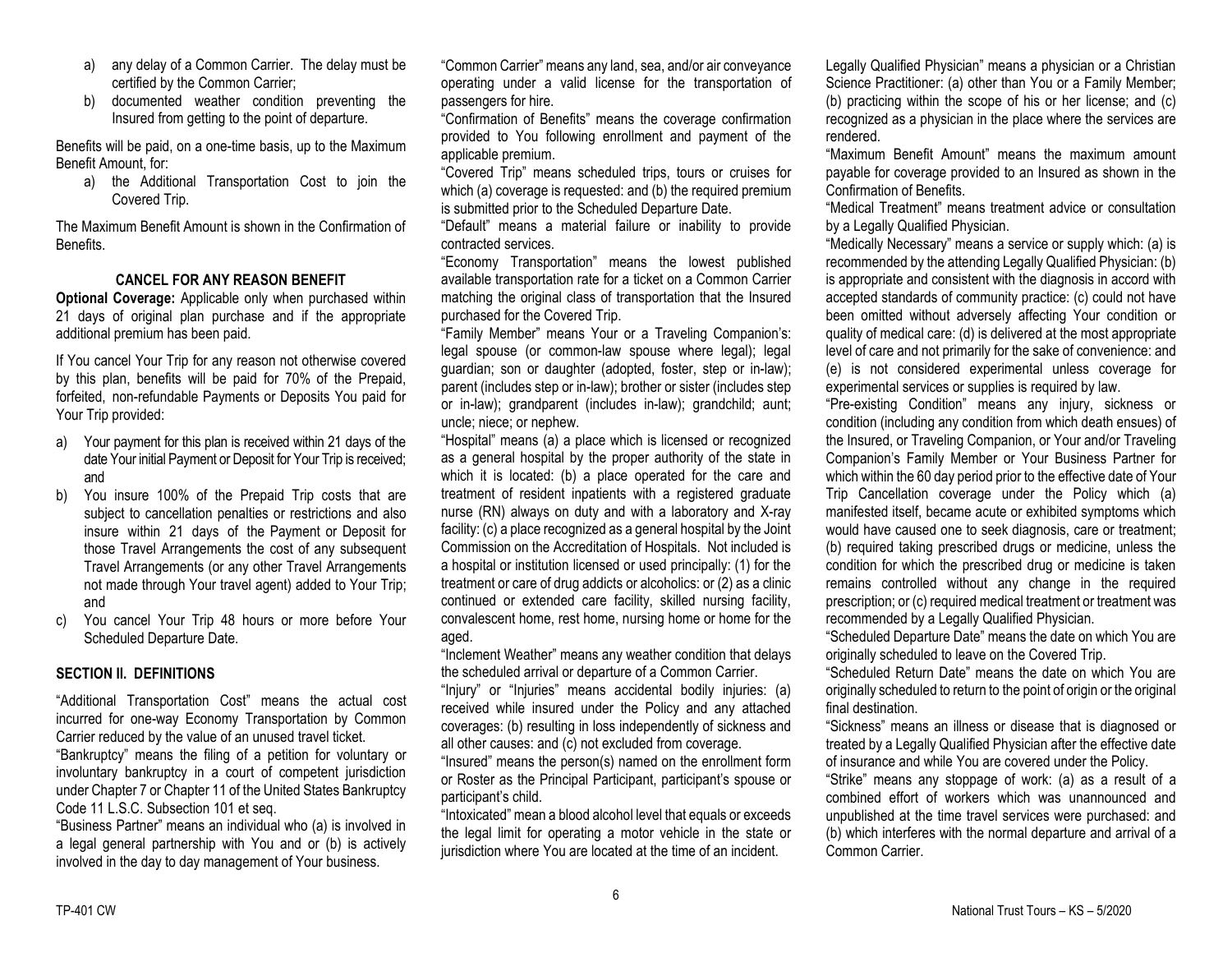a) any delay of a Common Carrier. The delay must be certified by the Common Carrier;
b) documented weather condition preventing the Insured from getting to the point of departure.

Benefits will be paid, on a one-time basis, up to the Maximum Benefit Amount, for:

a) the Additional Transportation Cost to join the Covered Trip.

The Maximum Benefit Amount is shown in the Confirmation of Benefits.

### CANCEL FOR ANY REASON BENEFIT

**Optional Coverage:** Applicable only when purchased within 21 days of original plan purchase and if the appropriate additional premium has been paid.

If You cancel Your Trip for any reason not otherwise covered by this plan, benefits will be paid for 70% of the Prepaid, forfeited, non-refundable Payments or Deposits You paid for Your Trip provided:

a) Your payment for this plan is received within 21 days of the date Your initial Payment or Deposit for Your Trip is received; and
b) You insure 100% of the Prepaid Trip costs that are subject to cancellation penalties or restrictions and also insure within 21 days of the Payment or Deposit for those Travel Arrangements the cost of any subsequent Travel Arrangements (or any other Travel Arrangements not made through Your travel agent) added to Your Trip; and
c) You cancel Your Trip 48 hours or more before Your Scheduled Departure Date.

## SECTION II. DEFINITIONS

"Additional Transportation Cost" means the actual cost incurred for one-way Economy Transportation by Common Carrier reduced by the value of an unused travel ticket.

"Bankruptcy" means the filing of a petition for voluntary or involuntary bankruptcy in a court of competent jurisdiction under Chapter 7 or Chapter 11 of the United States Bankruptcy Code 11 L.S.C. Subsection 101 et seq.

"Business Partner" means an individual who (a) is involved in a legal general partnership with You and or (b) is actively involved in the day to day management of Your business.

"Common Carrier" means any land, sea, and/or air conveyance operating under a valid license for the transportation of passengers for hire.

"Confirmation of Benefits" means the coverage confirmation provided to You following enrollment and payment of the applicable premium.

"Covered Trip" means scheduled trips, tours or cruises for which (a) coverage is requested: and (b) the required premium is submitted prior to the Scheduled Departure Date.

"Default" means a material failure or inability to provide contracted services.

"Economy Transportation" means the lowest published available transportation rate for a ticket on a Common Carrier matching the original class of transportation that the Insured purchased for the Covered Trip.

"Family Member" means Your or a Traveling Companion's: legal spouse (or common-law spouse where legal); legal guardian; son or daughter (adopted, foster, step or in-law); parent (includes step or in-law); brother or sister (includes step or in-law); grandparent (includes in-law); grandchild; aunt; uncle; niece; or nephew.

"Hospital" means (a) a place which is licensed or recognized as a general hospital by the proper authority of the state in which it is located: (b) a place operated for the care and treatment of resident inpatients with a registered graduate nurse (RN) always on duty and with a laboratory and X-ray facility: (c) a place recognized as a general hospital by the Joint Commission on the Accreditation of Hospitals. Not included is a hospital or institution licensed or used principally: (1) for the treatment or care of drug addicts or alcoholics: or (2) as a clinic continued or extended care facility, skilled nursing facility, convalescent home, rest home, nursing home or home for the aged.

"Inclement Weather" means any weather condition that delays the scheduled arrival or departure of a Common Carrier.

"Injury" or "Injuries" means accidental bodily injuries: (a) received while insured under the Policy and any attached coverages: (b) resulting in loss independently of sickness and all other causes: and (c) not excluded from coverage.

"Insured" means the person(s) named on the enrollment form or Roster as the Principal Participant, participant's spouse or participant's child.

"Intoxicated" mean a blood alcohol level that equals or exceeds the legal limit for operating a motor vehicle in the state or jurisdiction where You are located at the time of an incident.

Legally Qualified Physician" means a physician or a Christian Science Practitioner: (a) other than You or a Family Member; (b) practicing within the scope of his or her license; and (c) recognized as a physician in the place where the services are rendered.

"Maximum Benefit Amount" means the maximum amount payable for coverage provided to an Insured as shown in the Confirmation of Benefits.

"Medical Treatment" means treatment advice or consultation by a Legally Qualified Physician.

"Medically Necessary" means a service or supply which: (a) is recommended by the attending Legally Qualified Physician: (b) is appropriate and consistent with the diagnosis in accord with accepted standards of community practice: (c) could not have been omitted without adversely affecting Your condition or quality of medical care: (d) is delivered at the most appropriate level of care and not primarily for the sake of convenience: and (e) is not considered experimental unless coverage for experimental services or supplies is required by law.

"Pre-existing Condition" means any injury, sickness or condition (including any condition from which death ensues) of the Insured, or Traveling Companion, or Your and/or Traveling Companion's Family Member or Your Business Partner for which within the 60 day period prior to the effective date of Your Trip Cancellation coverage under the Policy which (a) manifested itself, became acute or exhibited symptoms which would have caused one to seek diagnosis, care or treatment; (b) required taking prescribed drugs or medicine, unless the condition for which the prescribed drug or medicine is taken remains controlled without any change in the required prescription; or (c) required medical treatment or treatment was recommended by a Legally Qualified Physician.

"Scheduled Departure Date" means the date on which You are originally scheduled to leave on the Covered Trip.

"Scheduled Return Date" means the date on which You are originally scheduled to return to the point of origin or the original final destination.

"Sickness" means an illness or disease that is diagnosed or treated by a Legally Qualified Physician after the effective date of insurance and while You are covered under the Policy.

"Strike" means any stoppage of work: (a) as a result of a combined effort of workers which was unannounced and unpublished at the time travel services were purchased: and (b) which interferes with the normal departure and arrival of a Common Carrier.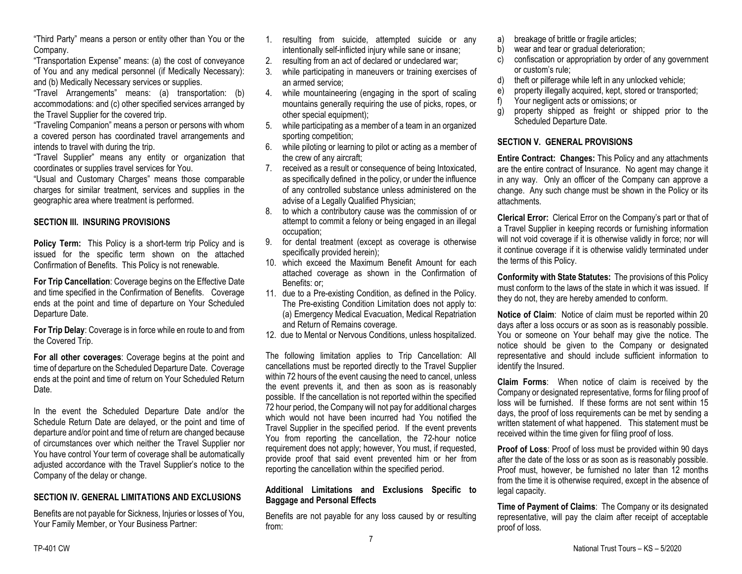"Third Party" means a person or entity other than You or the Company.

"Transportation Expense" means: (a) the cost of conveyance of You and any medical personnel (if Medically Necessary): and (b) Medically Necessary services or supplies.

"Travel Arrangements" means: (a) transportation: (b) accommodations: and (c) other specified services arranged by the Travel Supplier for the covered trip.

"Traveling Companion" means a person or persons with whom a covered person has coordinated travel arrangements and intends to travel with during the trip.

"Travel Supplier" means any entity or organization that coordinates or supplies travel services for You.

"Usual and Customary Charges" means those comparable charges for similar treatment, services and supplies in the geographic area where treatment is performed.

## SECTION III. INSURING PROVISIONS

**Policy Term:** This Policy is a short-term trip Policy and is issued for the specific term shown on the attached Confirmation of Benefits. This Policy is not renewable.

**For Trip Cancellation**: Coverage begins on the Effective Date and time specified in the Confirmation of Benefits. Coverage ends at the point and time of departure on Your Scheduled Departure Date.

**For Trip Delay**: Coverage is in force while en route to and from the Covered Trip.

**For all other coverages**: Coverage begins at the point and time of departure on the Scheduled Departure Date. Coverage ends at the point and time of return on Your Scheduled Return Date.

In the event the Scheduled Departure Date and/or the Schedule Return Date are delayed, or the point and time of departure and/or point and time of return are changed because of circumstances over which neither the Travel Supplier nor You have control Your term of coverage shall be automatically adjusted accordance with the Travel Supplier's notice to the Company of the delay or change.

## SECTION IV. GENERAL LIMITATIONS AND EXCLUSIONS

Benefits are not payable for Sickness, Injuries or losses of You, Your Family Member, or Your Business Partner:

1. resulting from suicide, attempted suicide or any intentionally self-inflicted injury while sane or insane;
2. resulting from an act of declared or undeclared war;
3. while participating in maneuvers or training exercises of an armed service;
4. while mountaineering (engaging in the sport of scaling mountains generally requiring the use of picks, ropes, or other special equipment);
5. while participating as a member of a team in an organized sporting competition;
6. while piloting or learning to pilot or acting as a member of the crew of any aircraft;
7. received as a result or consequence of being Intoxicated, as specifically defined in the policy, or under the influence of any controlled substance unless administered on the advise of a Legally Qualified Physician;
8. to which a contributory cause was the commission of or attempt to commit a felony or being engaged in an illegal occupation;
9. for dental treatment (except as coverage is otherwise specifically provided herein);
10. which exceed the Maximum Benefit Amount for each attached coverage as shown in the Confirmation of Benefits: or;
11. due to a Pre-existing Condition, as defined in the Policy. The Pre-existing Condition Limitation does not apply to: (a) Emergency Medical Evacuation, Medical Repatriation and Return of Remains coverage.
12. due to Mental or Nervous Conditions, unless hospitalized.

The following limitation applies to Trip Cancellation: All cancellations must be reported directly to the Travel Supplier within 72 hours of the event causing the need to cancel, unless the event prevents it, and then as soon as is reasonably possible. If the cancellation is not reported within the specified 72 hour period, the Company will not pay for additional charges which would not have been incurred had You notified the Travel Supplier in the specified period. If the event prevents You from reporting the cancellation, the 72-hour notice requirement does not apply; however, You must, if requested, provide proof that said event prevented him or her from reporting the cancellation within the specified period.

### Additional Limitations and Exclusions Specific to Baggage and Personal Effects

Benefits are not payable for any loss caused by or resulting from:

a) breakage of brittle or fragile articles;
b) wear and tear or gradual deterioration;
c) confiscation or appropriation by order of any government or custom's rule;
d) theft or pilferage while left in any unlocked vehicle;
e) property illegally acquired, kept, stored or transported;
f) Your negligent acts or omissions; or
g) property shipped as freight or shipped prior to the Scheduled Departure Date.

## SECTION V. GENERAL PROVISIONS

**Entire Contract: Changes:** This Policy and any attachments are the entire contract of Insurance. No agent may change it in any way. Only an officer of the Company can approve a change. Any such change must be shown in the Policy or its attachments.

**Clerical Error:** Clerical Error on the Company's part or that of a Travel Supplier in keeping records or furnishing information will not void coverage if it is otherwise validly in force; nor will it continue coverage if it is otherwise validly terminated under the terms of this Policy.

**Conformity with State Statutes:** The provisions of this Policy must conform to the laws of the state in which it was issued. If they do not, they are hereby amended to conform.

**Notice of Claim**: Notice of claim must be reported within 20 days after a loss occurs or as soon as is reasonably possible. You or someone on Your behalf may give the notice. The notice should be given to the Company or designated representative and should include sufficient information to identify the Insured.

**Claim Forms**: When notice of claim is received by the Company or designated representative, forms for filing proof of loss will be furnished. If these forms are not sent within 15 days, the proof of loss requirements can be met by sending a written statement of what happened. This statement must be received within the time given for filing proof of loss.

**Proof of Loss**: Proof of loss must be provided within 90 days after the date of the loss or as soon as is reasonably possible. Proof must, however, be furnished no later than 12 months from the time it is otherwise required, except in the absence of legal capacity.

**Time of Payment of Claims**: The Company or its designated representative, will pay the claim after receipt of acceptable proof of loss.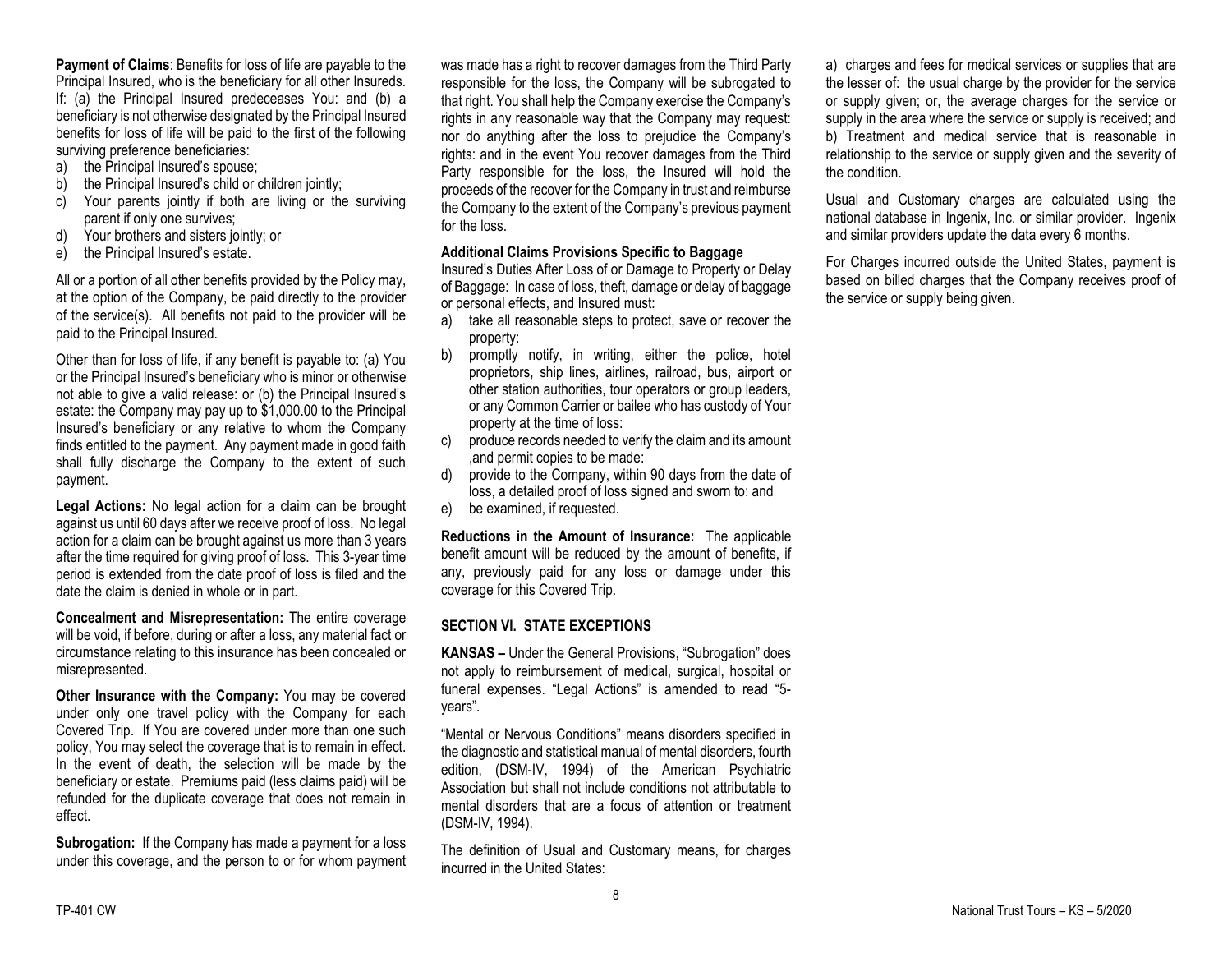**Payment of Claims**: Benefits for loss of life are payable to the Principal Insured, who is the beneficiary for all other Insureds. If: (a) the Principal Insured predeceases You: and (b) a beneficiary is not otherwise designated by the Principal Insured benefits for loss of life will be paid to the first of the following surviving preference beneficiaries:

a) the Principal Insured's spouse;
b) the Principal Insured's child or children jointly;
c) Your parents jointly if both are living or the surviving parent if only one survives;
d) Your brothers and sisters jointly; or
e) the Principal Insured's estate.

All or a portion of all other benefits provided by the Policy may, at the option of the Company, be paid directly to the provider of the service(s). All benefits not paid to the provider will be paid to the Principal Insured.

Other than for loss of life, if any benefit is payable to: (a) You or the Principal Insured's beneficiary who is minor or otherwise not able to give a valid release: or (b) the Principal Insured's estate: the Company may pay up to $1,000.00 to the Principal Insured's beneficiary or any relative to whom the Company finds entitled to the payment. Any payment made in good faith shall fully discharge the Company to the extent of such payment.

**Legal Actions:** No legal action for a claim can be brought against us until 60 days after we receive proof of loss. No legal action for a claim can be brought against us more than 3 years after the time required for giving proof of loss. This 3-year time period is extended from the date proof of loss is filed and the date the claim is denied in whole or in part.

**Concealment and Misrepresentation:** The entire coverage will be void, if before, during or after a loss, any material fact or circumstance relating to this insurance has been concealed or misrepresented.

**Other Insurance with the Company:** You may be covered under only one travel policy with the Company for each Covered Trip. If You are covered under more than one such policy, You may select the coverage that is to remain in effect. In the event of death, the selection will be made by the beneficiary or estate. Premiums paid (less claims paid) will be refunded for the duplicate coverage that does not remain in effect.

**Subrogation:** If the Company has made a payment for a loss under this coverage, and the person to or for whom payment was made has a right to recover damages from the Third Party responsible for the loss, the Company will be subrogated to that right. You shall help the Company exercise the Company's rights in any reasonable way that the Company may request: nor do anything after the loss to prejudice the Company's rights: and in the event You recover damages from the Third Party responsible for the loss, the Insured will hold the proceeds of the recover for the Company in trust and reimburse the Company to the extent of the Company's previous payment for the loss.

**Additional Claims Provisions Specific to Baggage**

Insured's Duties After Loss of or Damage to Property or Delay of Baggage: In case of loss, theft, damage or delay of baggage or personal effects, and Insured must:

a) take all reasonable steps to protect, save or recover the property:
b) promptly notify, in writing, either the police, hotel proprietors, ship lines, airlines, railroad, bus, airport or other station authorities, tour operators or group leaders, or any Common Carrier or bailee who has custody of Your property at the time of loss:
c) produce records needed to verify the claim and its amount ,and permit copies to be made:
d) provide to the Company, within 90 days from the date of loss, a detailed proof of loss signed and sworn to: and
e) be examined, if requested.

**Reductions in the Amount of Insurance:** The applicable benefit amount will be reduced by the amount of benefits, if any, previously paid for any loss or damage under this coverage for this Covered Trip.

## SECTION VI. STATE EXCEPTIONS

**KANSAS –** Under the General Provisions, "Subrogation" does not apply to reimbursement of medical, surgical, hospital or funeral expenses. "Legal Actions" is amended to read "5-years".

"Mental or Nervous Conditions" means disorders specified in the diagnostic and statistical manual of mental disorders, fourth edition, (DSM-IV, 1994) of the American Psychiatric Association but shall not include conditions not attributable to mental disorders that are a focus of attention or treatment (DSM-IV, 1994).

The definition of Usual and Customary means, for charges incurred in the United States:

a) charges and fees for medical services or supplies that are the lesser of: the usual charge by the provider for the service or supply given; or, the average charges for the service or supply in the area where the service or supply is received; and
b) Treatment and medical service that is reasonable in relationship to the service or supply given and the severity of the condition.

Usual and Customary charges are calculated using the national database in Ingenix, Inc. or similar provider. Ingenix and similar providers update the data every 6 months.

For Charges incurred outside the United States, payment is based on billed charges that the Company receives proof of the service or supply being given.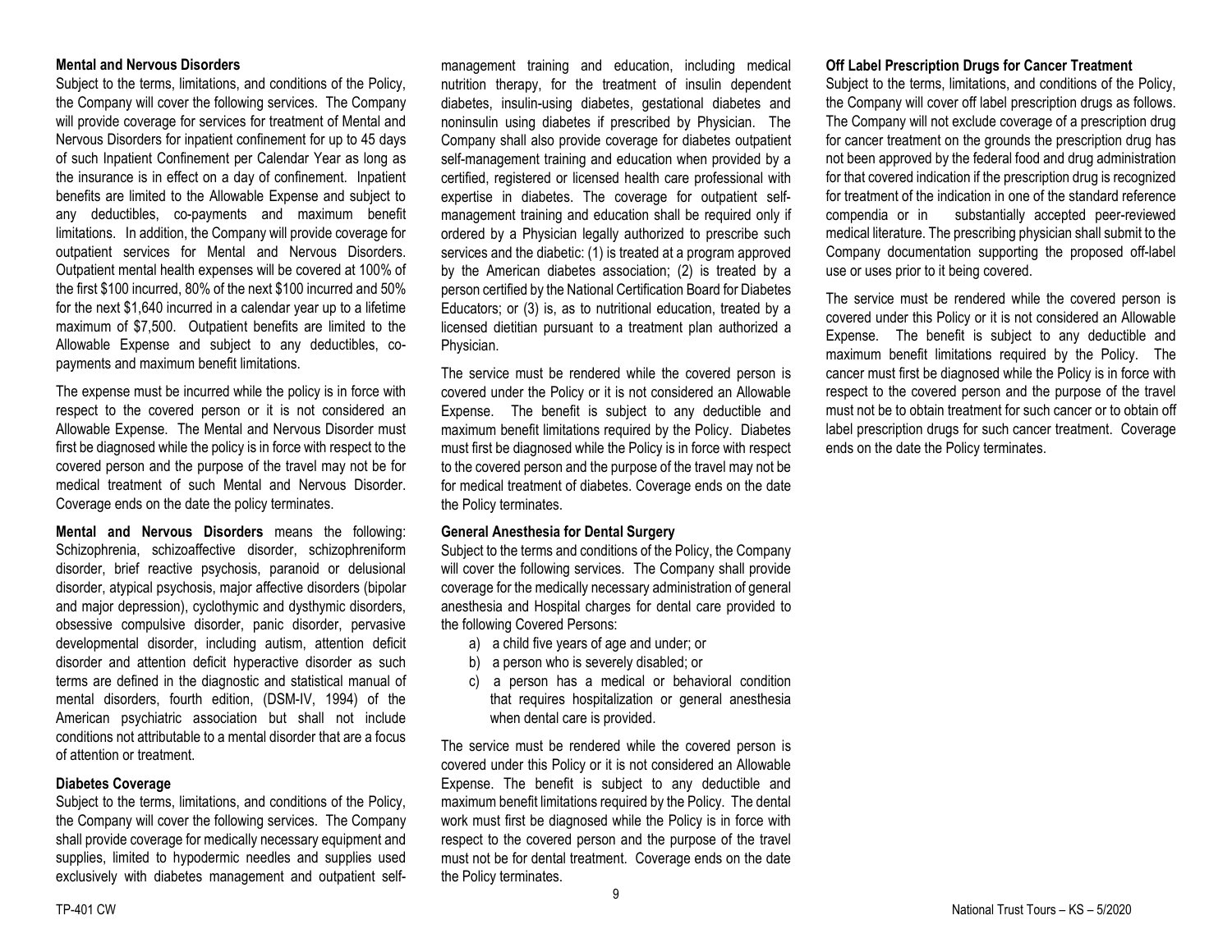### Mental and Nervous Disorders

Subject to the terms, limitations, and conditions of the Policy, the Company will cover the following services. The Company will provide coverage for services for treatment of Mental and Nervous Disorders for inpatient confinement for up to 45 days of such Inpatient Confinement per Calendar Year as long as the insurance is in effect on a day of confinement. Inpatient benefits are limited to the Allowable Expense and subject to any deductibles, co-payments and maximum benefit limitations. In addition, the Company will provide coverage for outpatient services for Mental and Nervous Disorders. Outpatient mental health expenses will be covered at 100% of the first $100 incurred, 80% of the next $100 incurred and 50% for the next $1,640 incurred in a calendar year up to a lifetime maximum of $7,500. Outpatient benefits are limited to the Allowable Expense and subject to any deductibles, co-payments and maximum benefit limitations.

The expense must be incurred while the policy is in force with respect to the covered person or it is not considered an Allowable Expense. The Mental and Nervous Disorder must first be diagnosed while the policy is in force with respect to the covered person and the purpose of the travel may not be for medical treatment of such Mental and Nervous Disorder. Coverage ends on the date the policy terminates.

**Mental and Nervous Disorders** means the following: Schizophrenia, schizoaffective disorder, schizophreniform disorder, brief reactive psychosis, paranoid or delusional disorder, atypical psychosis, major affective disorders (bipolar and major depression), cyclothymic and dysthymic disorders, obsessive compulsive disorder, panic disorder, pervasive developmental disorder, including autism, attention deficit disorder and attention deficit hyperactive disorder as such terms are defined in the diagnostic and statistical manual of mental disorders, fourth edition, (DSM-IV, 1994) of the American psychiatric association but shall not include conditions not attributable to a mental disorder that are a focus of attention or treatment.

### Diabetes Coverage

Subject to the terms, limitations, and conditions of the Policy, the Company will cover the following services. The Company shall provide coverage for medically necessary equipment and supplies, limited to hypodermic needles and supplies used exclusively with diabetes management and outpatient self-management training and education, including medical nutrition therapy, for the treatment of insulin dependent diabetes, insulin-using diabetes, gestational diabetes and noninsulin using diabetes if prescribed by Physician. The Company shall also provide coverage for diabetes outpatient self-management training and education when provided by a certified, registered or licensed health care professional with expertise in diabetes. The coverage for outpatient self-management training and education shall be required only if ordered by a Physician legally authorized to prescribe such services and the diabetic: (1) is treated at a program approved by the American diabetes association; (2) is treated by a person certified by the National Certification Board for Diabetes Educators; or (3) is, as to nutritional education, treated by a licensed dietitian pursuant to a treatment plan authorized a Physician.

The service must be rendered while the covered person is covered under the Policy or it is not considered an Allowable Expense. The benefit is subject to any deductible and maximum benefit limitations required by the Policy. Diabetes must first be diagnosed while the Policy is in force with respect to the covered person and the purpose of the travel may not be for medical treatment of diabetes. Coverage ends on the date the Policy terminates.

### General Anesthesia for Dental Surgery

Subject to the terms and conditions of the Policy, the Company will cover the following services. The Company shall provide coverage for the medically necessary administration of general anesthesia and Hospital charges for dental care provided to the following Covered Persons:

a) a child five years of age and under; or
b) a person who is severely disabled; or
c) a person has a medical or behavioral condition that requires hospitalization or general anesthesia when dental care is provided.

The service must be rendered while the covered person is covered under this Policy or it is not considered an Allowable Expense. The benefit is subject to any deductible and maximum benefit limitations required by the Policy. The dental work must first be diagnosed while the Policy is in force with respect to the covered person and the purpose of the travel must not be for dental treatment. Coverage ends on the date the Policy terminates.

### Off Label Prescription Drugs for Cancer Treatment

Subject to the terms, limitations, and conditions of the Policy, the Company will cover off label prescription drugs as follows. The Company will not exclude coverage of a prescription drug for cancer treatment on the grounds the prescription drug has not been approved by the federal food and drug administration for that covered indication if the prescription drug is recognized for treatment of the indication in one of the standard reference compendia or in substantially accepted peer-reviewed medical literature. The prescribing physician shall submit to the Company documentation supporting the proposed off-label use or uses prior to it being covered.

The service must be rendered while the covered person is covered under this Policy or it is not considered an Allowable Expense. The benefit is subject to any deductible and maximum benefit limitations required by the Policy. The cancer must first be diagnosed while the Policy is in force with respect to the covered person and the purpose of the travel must not be to obtain treatment for such cancer or to obtain off label prescription drugs for such cancer treatment. Coverage ends on the date the Policy terminates.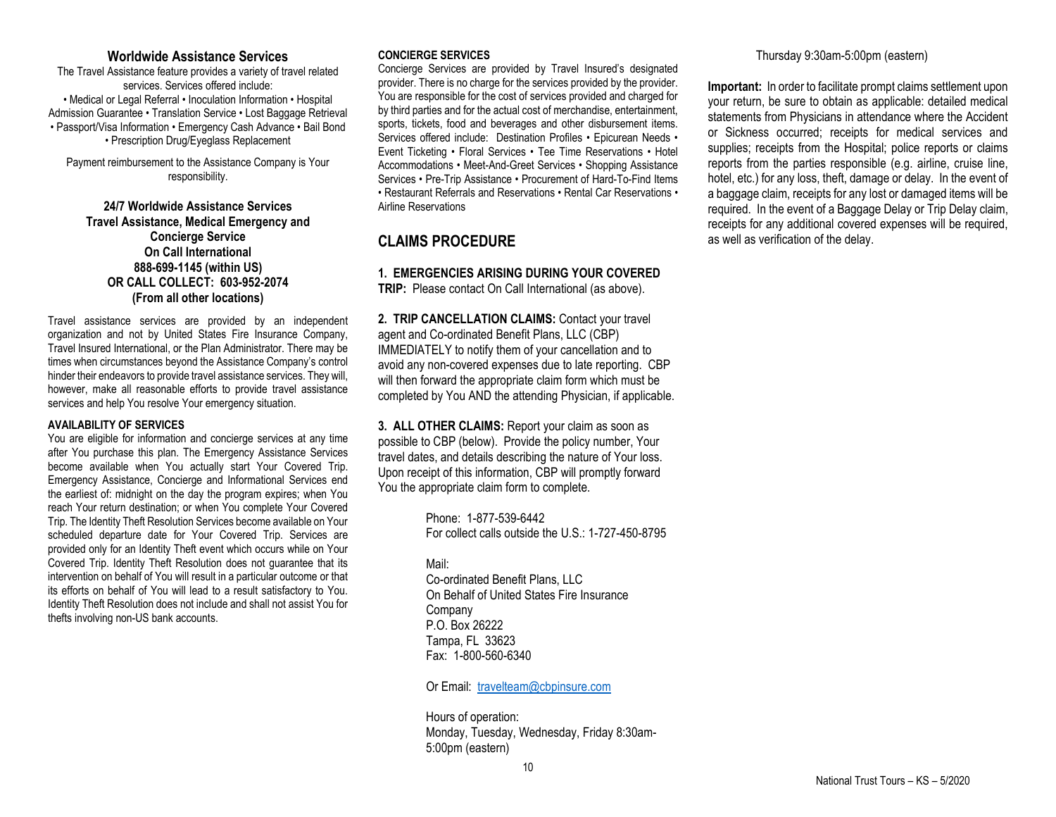## Worldwide Assistance Services

The Travel Assistance feature provides a variety of travel related services. Services offered include:

• Medical or Legal Referral • Inoculation Information • Hospital Admission Guarantee • Translation Service • Lost Baggage Retrieval • Passport/Visa Information • Emergency Cash Advance • Bail Bond • Prescription Drug/Eyeglass Replacement

Payment reimbursement to the Assistance Company is Your responsibility.

**24/7 Worldwide Assistance Services**
**Travel Assistance, Medical Emergency and Concierge Service**
**On Call International**
**888-699-1145 (within US)**
**OR CALL COLLECT: 603-952-2074**
**(From all other locations)**

Travel assistance services are provided by an independent organization and not by United States Fire Insurance Company, Travel Insured International, or the Plan Administrator. There may be times when circumstances beyond the Assistance Company's control hinder their endeavors to provide travel assistance services. They will, however, make all reasonable efforts to provide travel assistance services and help You resolve Your emergency situation.

**AVAILABILITY OF SERVICES**

You are eligible for information and concierge services at any time after You purchase this plan. The Emergency Assistance Services become available when You actually start Your Covered Trip. Emergency Assistance, Concierge and Informational Services end the earliest of: midnight on the day the program expires; when You reach Your return destination; or when You complete Your Covered Trip. The Identity Theft Resolution Services become available on Your scheduled departure date for Your Covered Trip. Services are provided only for an Identity Theft event which occurs while on Your Covered Trip. Identity Theft Resolution does not guarantee that its intervention on behalf of You will result in a particular outcome or that its efforts on behalf of You will lead to a result satisfactory to You. Identity Theft Resolution does not include and shall not assist You for thefts involving non-US bank accounts.

**CONCIERGE SERVICES**

Concierge Services are provided by Travel Insured's designated provider. There is no charge for the services provided by the provider. You are responsible for the cost of services provided and charged for by third parties and for the actual cost of merchandise, entertainment, sports, tickets, food and beverages and other disbursement items. Services offered include: Destination Profiles • Epicurean Needs • Event Ticketing • Floral Services • Tee Time Reservations • Hotel Accommodations • Meet-And-Greet Services • Shopping Assistance Services • Pre-Trip Assistance • Procurement of Hard-To-Find Items • Restaurant Referrals and Reservations • Rental Car Reservations • Airline Reservations

## CLAIMS PROCEDURE

**1. EMERGENCIES ARISING DURING YOUR COVERED TRIP:** Please contact On Call International (as above).

**2. TRIP CANCELLATION CLAIMS:** Contact your travel agent and Co-ordinated Benefit Plans, LLC (CBP) IMMEDIATELY to notify them of your cancellation and to avoid any non-covered expenses due to late reporting. CBP will then forward the appropriate claim form which must be completed by You AND the attending Physician, if applicable.

**3. ALL OTHER CLAIMS:** Report your claim as soon as possible to CBP (below). Provide the policy number, Your travel dates, and details describing the nature of Your loss. Upon receipt of this information, CBP will promptly forward You the appropriate claim form to complete.

Phone: 1-877-539-6442
For collect calls outside the U.S.: 1-727-450-8795

Mail:
Co-ordinated Benefit Plans, LLC
On Behalf of United States Fire Insurance Company
P.O. Box 26222
Tampa, FL 33623
Fax: 1-800-560-6340

Or Email: travelteam@cbpinsure.com

Hours of operation:
Monday, Tuesday, Wednesday, Friday 8:30am-5:00pm (eastern)
Thursday 9:30am-5:00pm (eastern)

**Important:** In order to facilitate prompt claims settlement upon your return, be sure to obtain as applicable: detailed medical statements from Physicians in attendance where the Accident or Sickness occurred; receipts for medical services and supplies; receipts from the Hospital; police reports or claims reports from the parties responsible (e.g. airline, cruise line, hotel, etc.) for any loss, theft, damage or delay. In the event of a baggage claim, receipts for any lost or damaged items will be required. In the event of a Baggage Delay or Trip Delay claim, receipts for any additional covered expenses will be required, as well as verification of the delay.